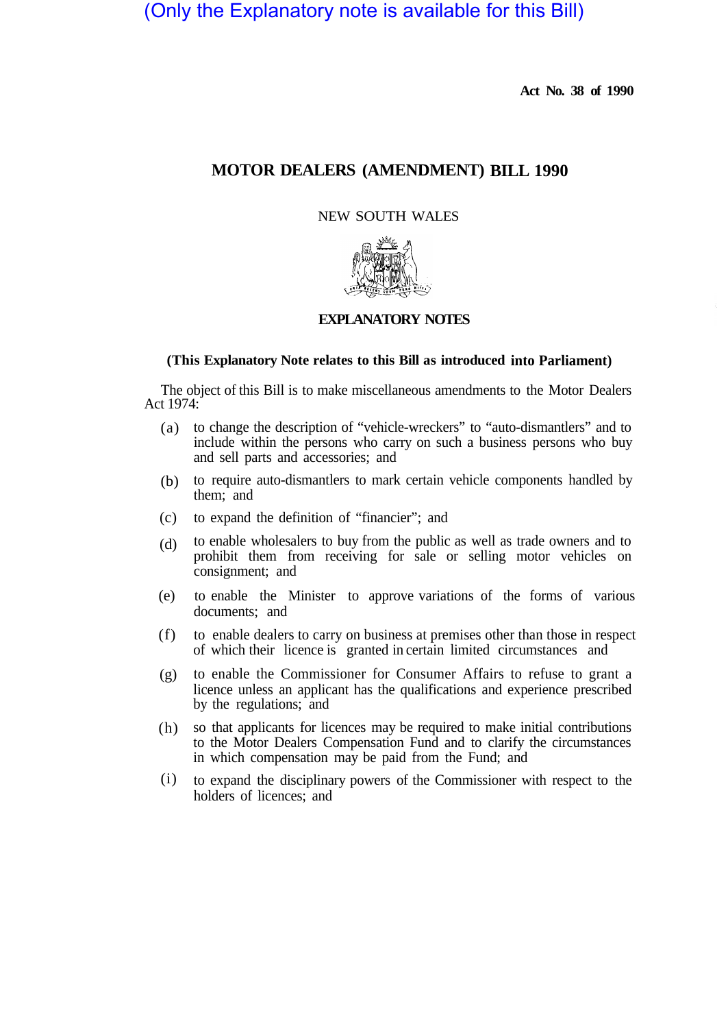(Only the Explanatory note is available for this Bill)

**Act No. 38 of 1990**

# MOTOR DEALERS (AMENDMENT) BILL 1990

NEW SOUTH WALES

## EXPLANATORY NOTES

**(This Explanatory Note relates to this Bill as introduced into Parliament)**

The object of this Bill is to make miscellaneous amendments to the Motor Dealers Act 1974:

(a) to change the description of "vehicle-wreckers" to "auto-dismantlers" and to include within the persons who carry on such a business persons who buy and sell parts and accessories; and

(b) to require auto-dismantlers to mark certain vehicle components handled by them; and

(c) to expand the definition of "financier"; and

(d) to enable wholesalers to buy from the public as well as trade owners and to prohibit them from receiving for sale or selling motor vehicles on consignment; and

(e) to enable the Minister to approve variations of the forms of various documents; and

(f) to enable dealers to carry on business at premises other than those in respect of which their licence is granted in certain limited circumstances and

(g) to enable the Commissioner for Consumer Affairs to refuse to grant a licence unless an applicant has the qualifications and experience prescribed by the regulations; and

(h) so that applicants for licences may be required to make initial contributions to the Motor Dealers Compensation Fund and to clarify the circumstances in which compensation may be paid from the Fund; and

(i) to expand the disciplinary powers of the Commissioner with respect to the holders of licences; and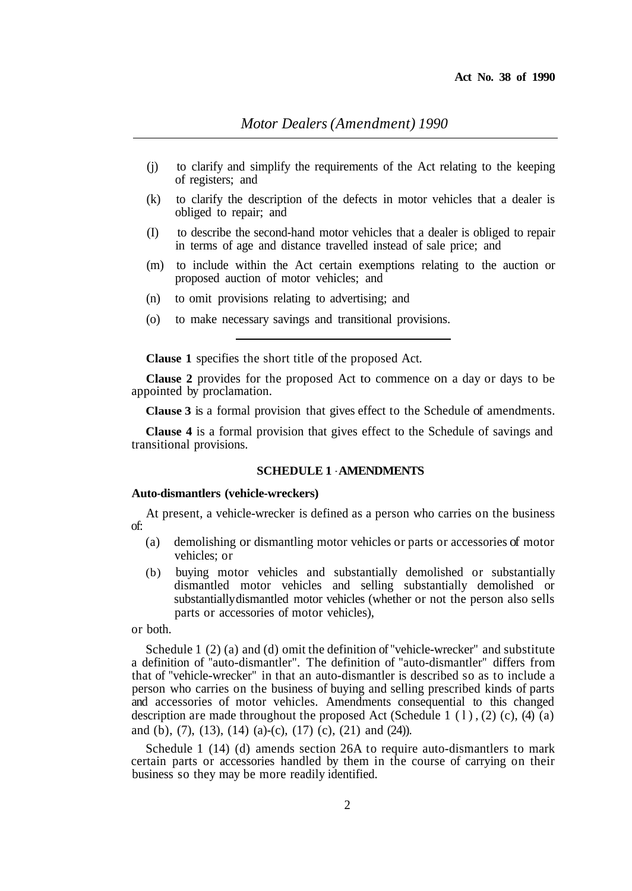(j) to clarify and simplify the requirements of the Act relating to the keeping of registers; and

(k) to clarify the description of the defects in motor vehicles that a dealer is obliged to repair; and

(I) to describe the second-hand motor vehicles that a dealer is obliged to repair in terms of age and distance travelled instead of sale price; and

(m) to include within the Act certain exemptions relating to the auction or proposed auction of motor vehicles; and

(n) to omit provisions relating to advertising; and

(o) to make necessary savings and transitional provisions.

---

**Clause 1** specifies the short title of the proposed Act.

**Clause 2** provides for the proposed Act to commence on a day or days to be appointed by proclamation.

**Clause 3** is a formal provision that gives effect to the Schedule of amendments.

**Clause 4** is a formal provision that gives effect to the Schedule of savings and transitional provisions.

## SCHEDULE 1 - AMENDMENTS

**Auto-dismantlers (vehicle-wreckers)**

At present, a vehicle-wrecker is defined as a person who carries on the business of:

(a) demolishing or dismantling motor vehicles or parts or accessories of motor vehicles; or

(b) buying motor vehicles and substantially demolished or substantially dismantled motor vehicles and selling substantially demolished or substantially dismantled motor vehicles (whether or not the person also sells parts or accessories of motor vehicles),

or both.

Schedule 1 (2) (a) and (d) omit the definition of "vehicle-wrecker" and substitute a definition of "auto-dismantler". The definition of "auto-dismantler" differs from that of "vehicle-wrecker" in that an auto-dismantler is described so as to include a person who carries on the business of buying and selling prescribed kinds of parts and accessories of motor vehicles. Amendments consequential to this changed description are made throughout the proposed Act (Schedule 1 (1), (2) (c), (4) (a) and (b), (7), (13), (14) (a)-(c), (17) (c), (21) and (24)).

Schedule 1 (14) (d) amends section 26A to require auto-dismantlers to mark certain parts or accessories handled by them in the course of carrying on their business so they may be more readily identified.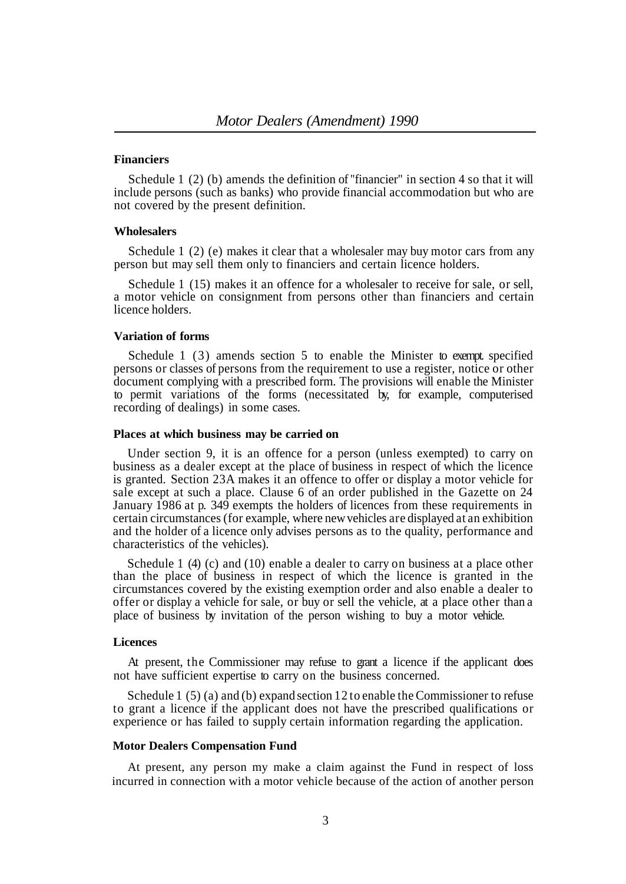#### Financiers

Schedule 1 (2) (b) amends the definition of "financier" in section 4 so that it will include persons (such as banks) who provide financial accommodation but who are not covered by the present definition.

#### Wholesalers

Schedule 1 (2) (e) makes it clear that a wholesaler may buy motor cars from any person but may sell them only to financiers and certain licence holders.

Schedule 1 (15) makes it an offence for a wholesaler to receive for sale, or sell, a motor vehicle on consignment from persons other than financiers and certain licence holders.

#### Variation of forms

Schedule 1 (3) amends section 5 to enable the Minister to exempt specified persons or classes of persons from the requirement to use a register, notice or other document complying with a prescribed form. The provisions will enable the Minister to permit variations of the forms (necessitated by, for example, computerised recording of dealings) in some cases.

#### Places at which business may be carried on

Under section 9, it is an offence for a person (unless exempted) to carry on business as a dealer except at the place of business in respect of which the licence is granted. Section 23A makes it an offence to offer or display a motor vehicle for sale except at such a place. Clause 6 of an order published in the Gazette on 24 January 1986 at p. 349 exempts the holders of licences from these requirements in certain circumstances (for example, where new vehicles are displayed at an exhibition and the holder of a licence only advises persons as to the quality, performance and characteristics of the vehicles).

Schedule 1 (4) (c) and (10) enable a dealer to carry on business at a place other than the place of business in respect of which the licence is granted in the circumstances covered by the existing exemption order and also enable a dealer to offer or display a vehicle for sale, or buy or sell the vehicle, at a place other than a place of business by invitation of the person wishing to buy a motor vehicle.

#### Licences

At present, the Commissioner may refuse to grant a licence if the applicant does not have sufficient expertise to carry on the business concerned.

Schedule 1 (5) (a) and (b) expand section 12 to enable the Commissioner to refuse to grant a licence if the applicant does not have the prescribed qualifications or experience or has failed to supply certain information regarding the application.

#### Motor Dealers Compensation Fund

At present, any person my make a claim against the Fund in respect of loss incurred in connection with a motor vehicle because of the action of another person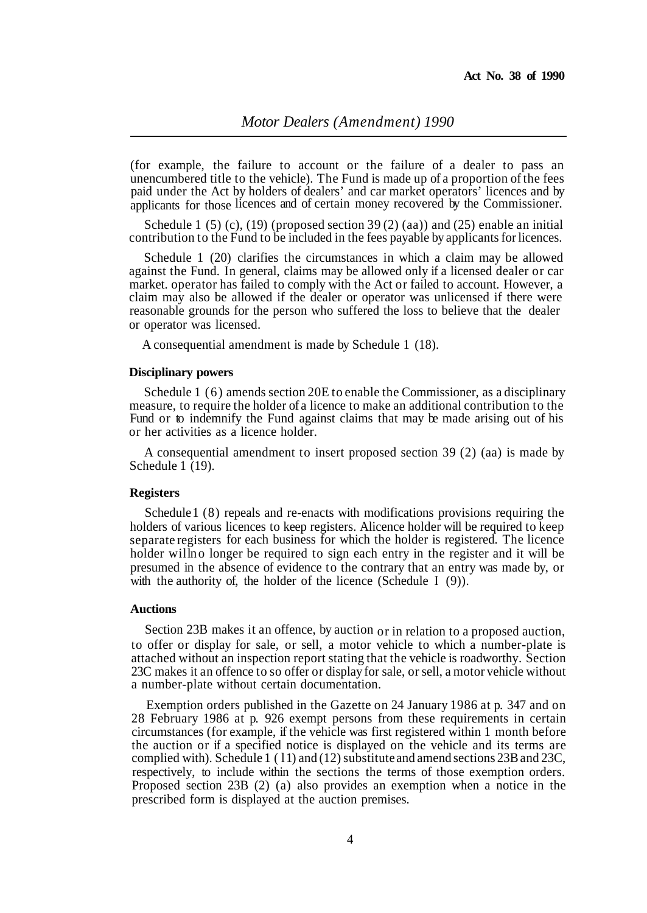(for example, the failure to account or the failure of a dealer to pass an unencumbered title to the vehicle). The Fund is made up of a proportion of the fees paid under the Act by holders of dealers' and car market operators' licences and by applicants for those licences and of certain money recovered by the Commissioner.

Schedule 1 (5) (c), (19) (proposed section 39 (2) (aa)) and (25) enable an initial contribution to the Fund to be included in the fees payable by applicants for licences.

Schedule 1 (20) clarifies the circumstances in which a claim may be allowed against the Fund. In general, claims may be allowed only if a licensed dealer or car market. operator has failed to comply with the Act or failed to account. However, a claim may also be allowed if the dealer or operator was unlicensed if there were reasonable grounds for the person who suffered the loss to believe that the dealer or operator was licensed.

A consequential amendment is made by Schedule 1 (18).

**Disciplinary powers**

Schedule 1 (6) amends section 20E to enable the Commissioner, as a disciplinary measure, to require the holder of a licence to make an additional contribution to the Fund or to indemnify the Fund against claims that may be made arising out of his or her activities as a licence holder.

A consequential amendment to insert proposed section 39 (2) (aa) is made by Schedule 1 (19).

**Registers**

Schedule 1 (8) repeals and re-enacts with modifications provisions requiring the holders of various licences to keep registers. A licence holder will be required to keep separate registers for each business for which the holder is registered. The licence holder will no longer be required to sign each entry in the register and it will be presumed in the absence of evidence to the contrary that an entry was made by, or with the authority of, the holder of the licence (Schedule 1 (9)).

**Auctions**

Section 23B makes it an offence, by auction or in relation to a proposed auction, to offer or display for sale, or sell, a motor vehicle to which a number-plate is attached without an inspection report stating that the vehicle is roadworthy. Section 23C makes it an offence to so offer or display for sale, or sell, a motor vehicle without a number-plate without certain documentation.

Exemption orders published in the Gazette on 24 January 1986 at p. 347 and on 28 February 1986 at p. 926 exempt persons from these requirements in certain circumstances (for example, if the vehicle was first registered within 1 month before the auction or if a specified notice is displayed on the vehicle and its terms are complied with). Schedule 1 (11) and (12) substitute and amend sections 23B and 23C, respectively, to include within the sections the terms of those exemption orders. Proposed section 23B (2) (a) also provides an exemption when a notice in the prescribed form is displayed at the auction premises.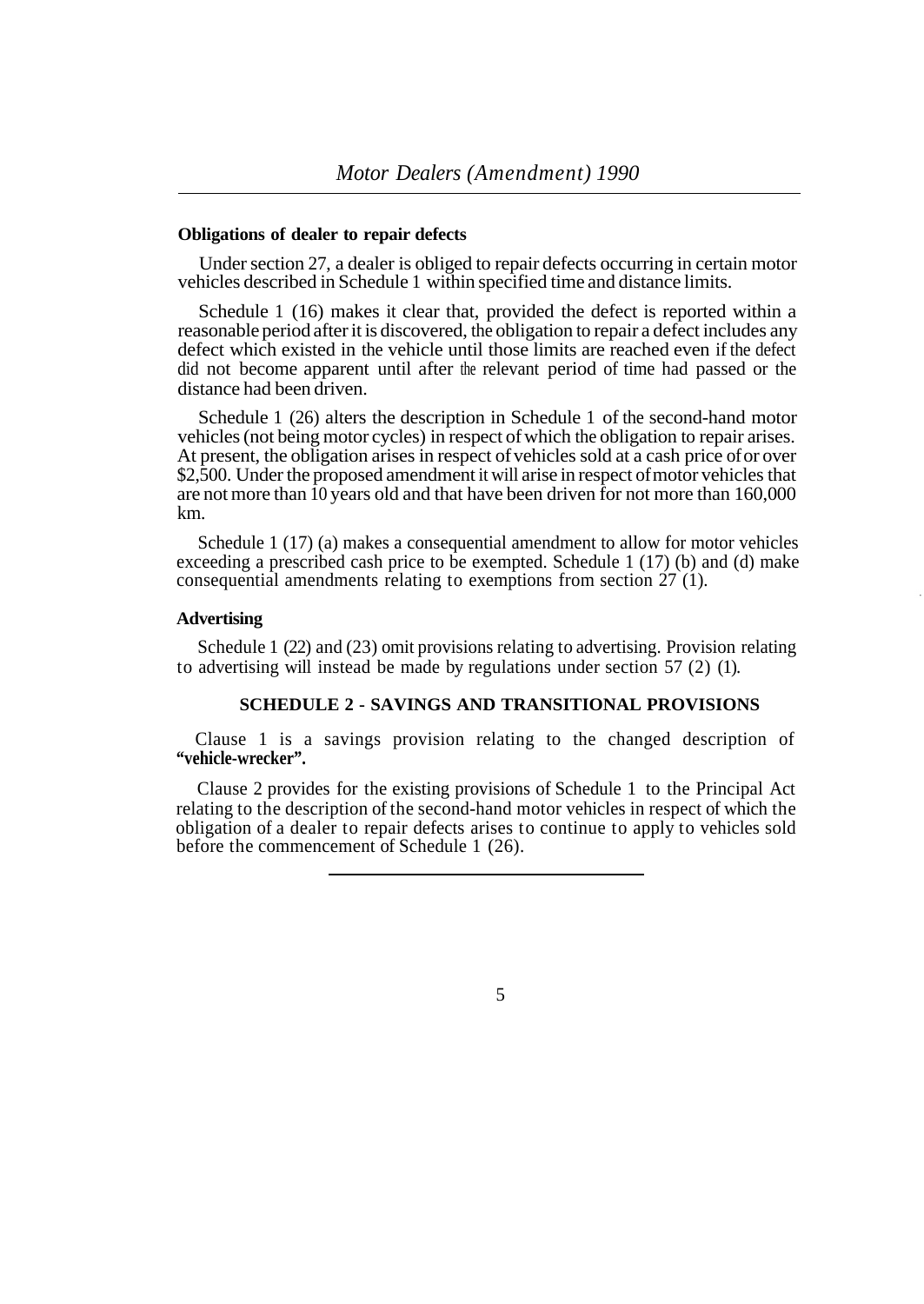**Obligations of dealer to repair defects**

Under section 27, a dealer is obliged to repair defects occurring in certain motor vehicles described in Schedule 1 within specified time and distance limits.

Schedule 1 (16) makes it clear that, provided the defect is reported within a reasonable period after it is discovered, the obligation to repair a defect includes any defect which existed in the vehicle until those limits are reached even if the defect did not become apparent until after the relevant period of time had passed or the distance had been driven.

Schedule 1 (26) alters the description in Schedule 1 of the second-hand motor vehicles (not being motor cycles) in respect of which the obligation to repair arises. At present, the obligation arises in respect of vehicles sold at a cash price of or over $2,500. Under the proposed amendment it will arise in respect of motor vehicles that are not more than 10 years old and that have been driven for not more than 160,000 km.

Schedule 1 (17) (a) makes a consequential amendment to allow for motor vehicles exceeding a prescribed cash price to be exempted. Schedule 1 (17) (b) and (d) make consequential amendments relating to exemptions from section 27 (1).

**Advertising**

Schedule 1 (22) and (23) omit provisions relating to advertising. Provision relating to advertising will instead be made by regulations under section 57 (2) (1).

**SCHEDULE 2 - SAVINGS AND TRANSITIONAL PROVISIONS**

Clause 1 is a savings provision relating to the changed description of **"vehicle-wrecker".**

Clause 2 provides for the existing provisions of Schedule 1 to the Principal Act relating to the description of the second-hand motor vehicles in respect of which the obligation of a dealer to repair defects arises to continue to apply to vehicles sold before the commencement of Schedule 1 (26).